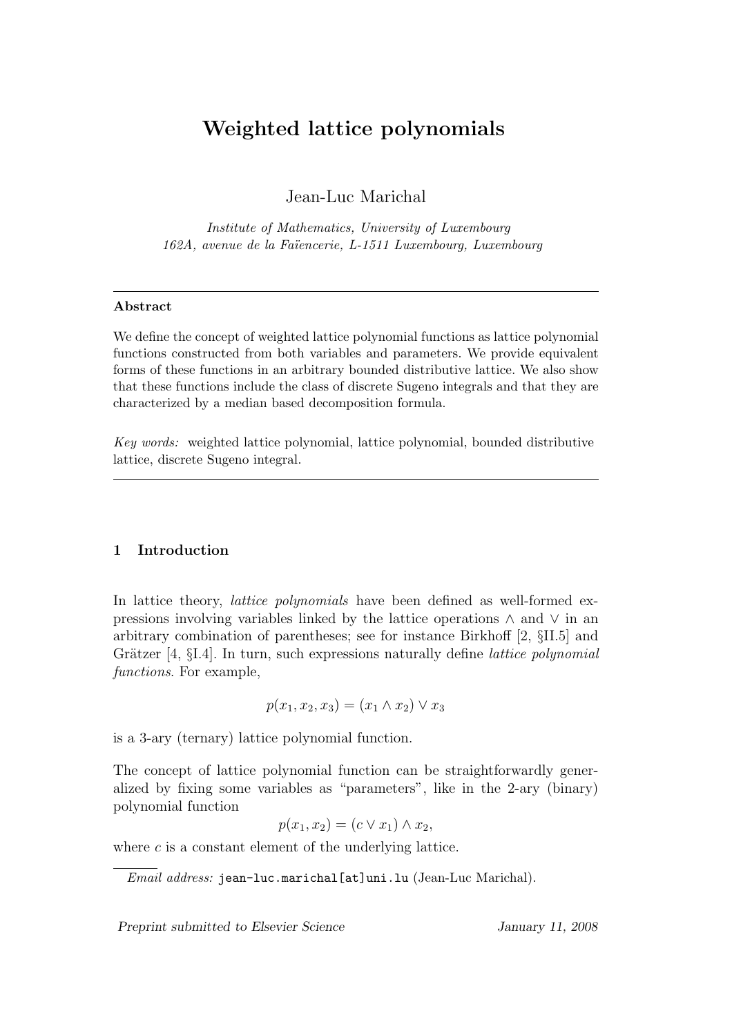# Weighted lattice polynomials

Jean-Luc Marichal

*Institute of Mathematics, University of Luxembourg*
*162A, avenue de la Faïencerie, L-1511 Luxembourg, Luxembourg*

---

**Abstract**

We define the concept of weighted lattice polynomial functions as lattice polynomial functions constructed from both variables and parameters. We provide equivalent forms of these functions in an arbitrary bounded distributive lattice. We also show that these functions include the class of discrete Sugeno integrals and that they are characterized by a median based decomposition formula.

*Key words:* weighted lattice polynomial, lattice polynomial, bounded distributive lattice, discrete Sugeno integral.

---

## 1 Introduction

In lattice theory, *lattice polynomials* have been defined as well-formed expressions involving variables linked by the lattice operations $\wedge$ and $\vee$ in an arbitrary combination of parentheses; see for instance Birkhoff [2, §II.5] and Grätzer [4, §I.4]. In turn, such expressions naturally define *lattice polynomial functions*. For example,

$$p(x_1, x_2, x_3) = (x_1 \wedge x_2) \vee x_3$$

is a 3-ary (ternary) lattice polynomial function.

The concept of lattice polynomial function can be straightforwardly generalized by fixing some variables as "parameters", like in the 2-ary (binary) polynomial function

$$p(x_1, x_2) = (c \vee x_1) \wedge x_2,$$

where $c$ is a constant element of the underlying lattice.

*Email address:* jean-luc.marichal[at]uni.lu (Jean-Luc Marichal).

Preprint submitted to Elsevier Science — January 11, 2008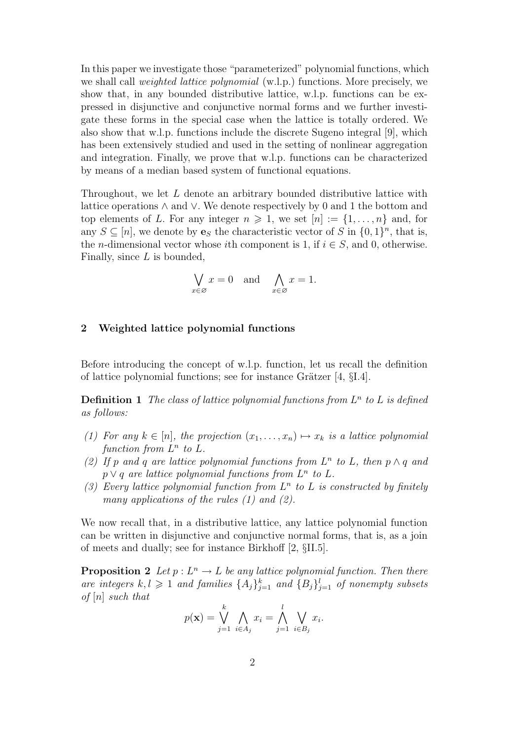In this paper we investigate those "parameterized" polynomial functions, which we shall call *weighted lattice polynomial* (w.l.p.) functions. More precisely, we show that, in any bounded distributive lattice, w.l.p. functions can be expressed in disjunctive and conjunctive normal forms and we further investigate these forms in the special case when the lattice is totally ordered. We also show that w.l.p. functions include the discrete Sugeno integral [9], which has been extensively studied and used in the setting of nonlinear aggregation and integration. Finally, we prove that w.l.p. functions can be characterized by means of a median based system of functional equations.

Throughout, we let $L$ denote an arbitrary bounded distributive lattice with lattice operations $\wedge$ and $\vee$. We denote respectively by 0 and 1 the bottom and top elements of $L$. For any integer $n \geqslant 1$, we set $[n] := \{1, \ldots, n\}$ and, for any $S \subseteq [n]$, we denote by $\mathbf{e}_S$ the characteristic vector of $S$ in $\{0,1\}^n$, that is, the $n$-dimensional vector whose $i$th component is 1, if $i \in S$, and 0, otherwise. Finally, since $L$ is bounded,

$$\bigvee_{x \in \varnothing} x = 0 \quad \text{and} \quad \bigwedge_{x \in \varnothing} x = 1.$$

## 2 Weighted lattice polynomial functions

Before introducing the concept of w.l.p. function, let us recall the definition of lattice polynomial functions; see for instance Grätzer [4, §I.4].

**Definition 1** *The class of lattice polynomial functions from $L^n$ to $L$ is defined as follows:*

*(1) For any $k \in [n]$, the projection $(x_1, \ldots, x_n) \mapsto x_k$ is a lattice polynomial function from $L^n$ to $L$.*
*(2) If $p$ and $q$ are lattice polynomial functions from $L^n$ to $L$, then $p \wedge q$ and $p \vee q$ are lattice polynomial functions from $L^n$ to $L$.*
*(3) Every lattice polynomial function from $L^n$ to $L$ is constructed by finitely many applications of the rules (1) and (2).*

We now recall that, in a distributive lattice, any lattice polynomial function can be written in disjunctive and conjunctive normal forms, that is, as a join of meets and dually; see for instance Birkhoff [2, §II.5].

**Proposition 2** *Let $p : L^n \to L$ be any lattice polynomial function. Then there are integers $k, l \geqslant 1$ and families $\{A_j\}_{j=1}^k$ and $\{B_j\}_{j=1}^l$ of nonempty subsets of $[n]$ such that*

$$p(\mathbf{x}) = \bigvee_{j=1}^{k} \bigwedge_{i \in A_j} x_i = \bigwedge_{j=1}^{l} \bigvee_{i \in B_j} x_i.$$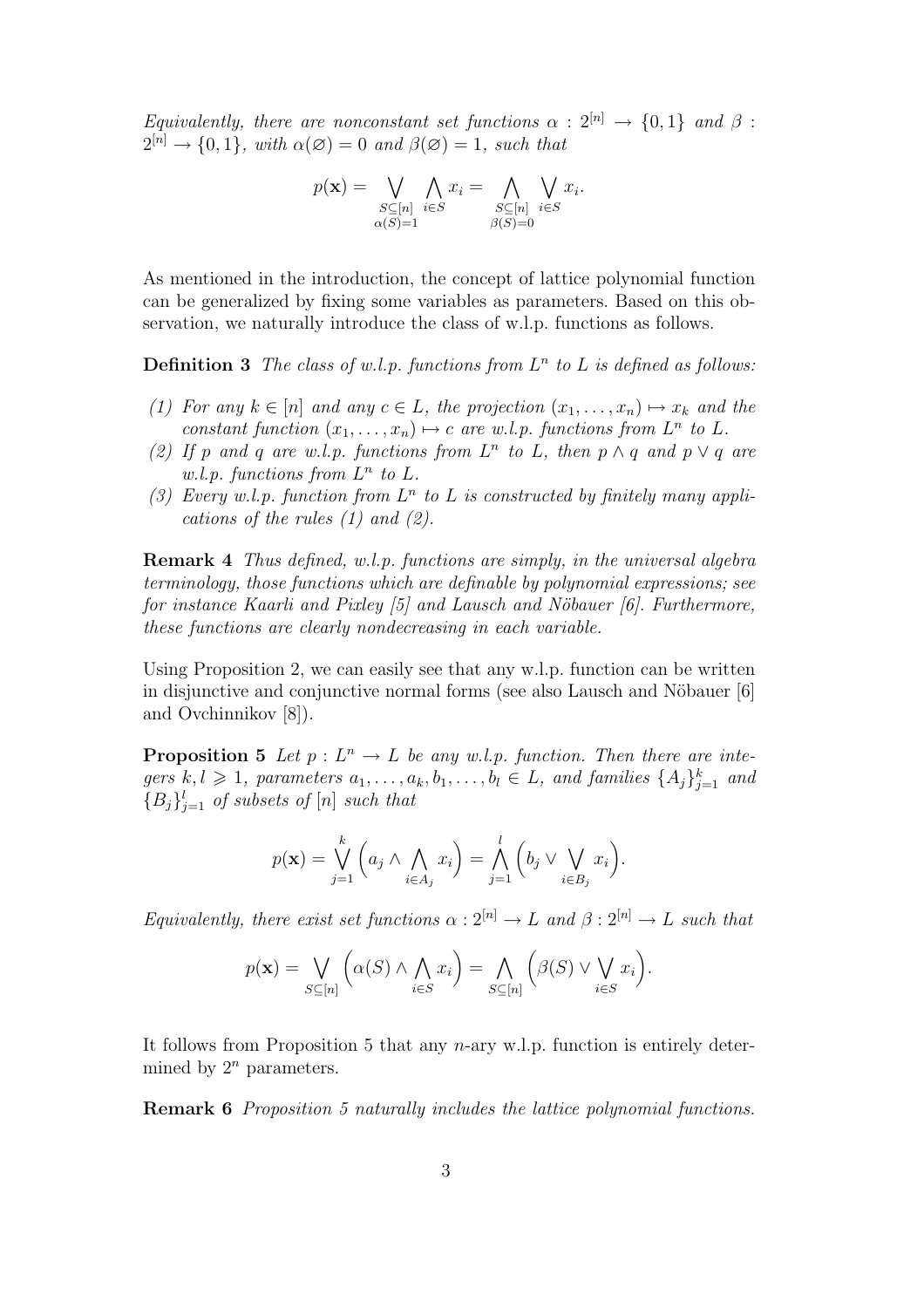*Equivalently, there are nonconstant set functions $\alpha : 2^{[n]} \to \{0,1\}$ and $\beta : 2^{[n]} \to \{0,1\}$, with $\alpha(\varnothing) = 0$ and $\beta(\varnothing) = 1$, such that*

$$p(\mathbf{x}) = \bigvee_{\substack{S \subseteq [n] \\ \alpha(S)=1}} \bigwedge_{i \in S} x_i = \bigwedge_{\substack{S \subseteq [n] \\ \beta(S)=0}} \bigvee_{i \in S} x_i.$$

As mentioned in the introduction, the concept of lattice polynomial function can be generalized by fixing some variables as parameters. Based on this observation, we naturally introduce the class of w.l.p. functions as follows.

**Definition 3** *The class of w.l.p. functions from $L^n$ to $L$ is defined as follows:*

*(1) For any $k \in [n]$ and any $c \in L$, the projection $(x_1, \ldots, x_n) \mapsto x_k$ and the constant function $(x_1, \ldots, x_n) \mapsto c$ are w.l.p. functions from $L^n$ to $L$.*
*(2) If $p$ and $q$ are w.l.p. functions from $L^n$ to $L$, then $p \wedge q$ and $p \vee q$ are w.l.p. functions from $L^n$ to $L$.*
*(3) Every w.l.p. function from $L^n$ to $L$ is constructed by finitely many applications of the rules (1) and (2).*

**Remark 4** *Thus defined, w.l.p. functions are simply, in the universal algebra terminology, those functions which are definable by polynomial expressions; see for instance Kaarli and Pixley [5] and Lausch and Nöbauer [6]. Furthermore, these functions are clearly nondecreasing in each variable.*

Using Proposition 2, we can easily see that any w.l.p. function can be written in disjunctive and conjunctive normal forms (see also Lausch and Nöbauer [6] and Ovchinnikov [8]).

**Proposition 5** *Let $p : L^n \to L$ be any w.l.p. function. Then there are integers $k, l \geqslant 1$, parameters $a_1, \ldots, a_k, b_1, \ldots, b_l \in L$, and families $\{A_j\}_{j=1}^k$ and $\{B_j\}_{j=1}^l$ of subsets of $[n]$ such that*

$$p(\mathbf{x}) = \bigvee_{j=1}^{k} \Big( a_j \wedge \bigwedge_{i \in A_j} x_i \Big) = \bigwedge_{j=1}^{l} \Big( b_j \vee \bigvee_{i \in B_j} x_i \Big).$$

*Equivalently, there exist set functions $\alpha : 2^{[n]} \to L$ and $\beta : 2^{[n]} \to L$ such that*

$$p(\mathbf{x}) = \bigvee_{S \subseteq [n]} \Big( \alpha(S) \wedge \bigwedge_{i \in S} x_i \Big) = \bigwedge_{S \subseteq [n]} \Big( \beta(S) \vee \bigvee_{i \in S} x_i \Big).$$

It follows from Proposition 5 that any $n$-ary w.l.p. function is entirely determined by $2^n$ parameters.

**Remark 6** *Proposition 5 naturally includes the lattice polynomial functions.*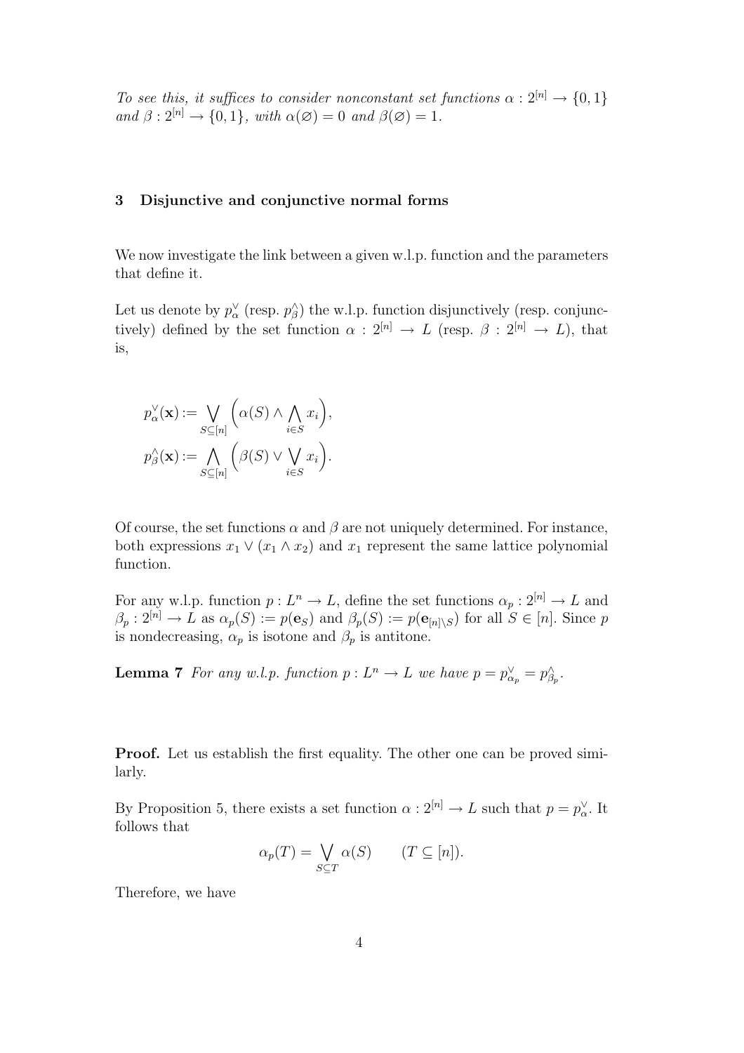*To see this, it suffices to consider nonconstant set functions $\alpha : 2^{[n]} \to \{0,1\}$ and $\beta : 2^{[n]} \to \{0,1\}$, with $\alpha(\varnothing) = 0$ and $\beta(\varnothing) = 1$.*

## 3 Disjunctive and conjunctive normal forms

We now investigate the link between a given w.l.p. function and the parameters that define it.

Let us denote by $p^{\vee}_{\alpha}$ (resp. $p^{\wedge}_{\beta}$) the w.l.p. function disjunctively (resp. conjunctively) defined by the set function $\alpha : 2^{[n]} \to L$ (resp. $\beta : 2^{[n]} \to L$), that is,

$$p^{\vee}_{\alpha}(\mathbf{x}) := \bigvee_{S \subseteq [n]} \Big( \alpha(S) \wedge \bigwedge_{i \in S} x_i \Big),$$
$$p^{\wedge}_{\beta}(\mathbf{x}) := \bigwedge_{S \subseteq [n]} \Big( \beta(S) \vee \bigvee_{i \in S} x_i \Big).$$

Of course, the set functions $\alpha$ and $\beta$ are not uniquely determined. For instance, both expressions $x_1 \vee (x_1 \wedge x_2)$ and $x_1$ represent the same lattice polynomial function.

For any w.l.p. function $p : L^n \to L$, define the set functions $\alpha_p : 2^{[n]} \to L$ and $\beta_p : 2^{[n]} \to L$ as $\alpha_p(S) := p(\mathbf{e}_S)$ and $\beta_p(S) := p(\mathbf{e}_{[n]\setminus S})$ for all $S \in [n]$. Since $p$ is nondecreasing, $\alpha_p$ is isotone and $\beta_p$ is antitone.

**Lemma 7** *For any w.l.p. function $p : L^n \to L$ we have $p = p^{\vee}_{\alpha_p} = p^{\wedge}_{\beta_p}$.*

**Proof.** Let us establish the first equality. The other one can be proved similarly.

By Proposition 5, there exists a set function $\alpha : 2^{[n]} \to L$ such that $p = p^{\vee}_{\alpha}$. It follows that

$$\alpha_p(T) = \bigvee_{S \subseteq T} \alpha(S) \qquad (T \subseteq [n]).$$

Therefore, we have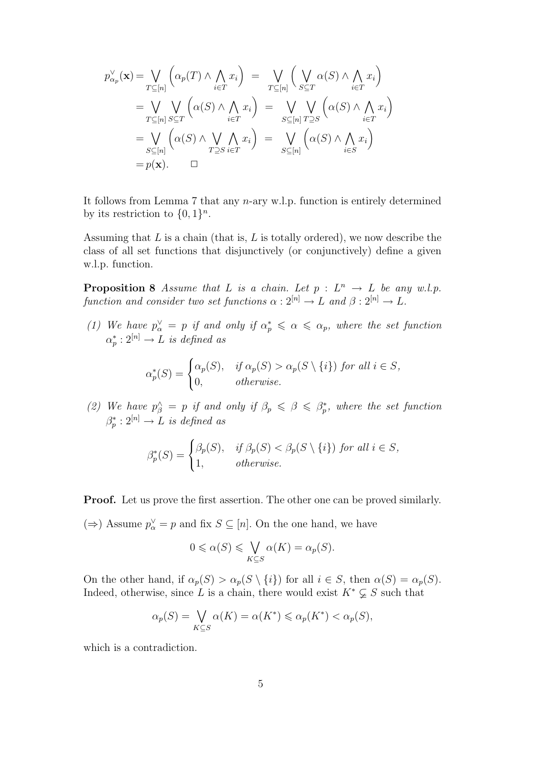$$
\begin{aligned}
p^{\vee}_{\alpha_p}(\mathbf{x}) &= \bigvee_{T\subseteq[n]} \Big(\alpha_p(T) \wedge \bigwedge_{i\in T} x_i\Big) \;=\; \bigvee_{T\subseteq[n]} \Big(\bigvee_{S\subseteq T} \alpha(S) \wedge \bigwedge_{i\in T} x_i\Big) \\
&= \bigvee_{T\subseteq[n]} \bigvee_{S\subseteq T} \Big(\alpha(S) \wedge \bigwedge_{i\in T} x_i\Big) \;=\; \bigvee_{S\subseteq[n]} \bigvee_{T\supseteq S} \Big(\alpha(S) \wedge \bigwedge_{i\in T} x_i\Big) \\
&= \bigvee_{S\subseteq[n]} \Big(\alpha(S) \wedge \bigvee_{T\supseteq S} \bigwedge_{i\in T} x_i\Big) \;=\; \bigvee_{S\subseteq[n]} \Big(\alpha(S) \wedge \bigwedge_{i\in S} x_i\Big) \\
&= p(\mathbf{x}). \qquad \square
\end{aligned}
$$

It follows from Lemma 7 that any $n$-ary w.l.p. function is entirely determined by its restriction to $\{0,1\}^n$.

Assuming that $L$ is a chain (that is, $L$ is totally ordered), we now describe the class of all set functions that disjunctively (or conjunctively) define a given w.l.p. function.

**Proposition 8** *Assume that $L$ is a chain. Let $p : L^n \to L$ be any w.l.p. function and consider two set functions $\alpha : 2^{[n]} \to L$ and $\beta : 2^{[n]} \to L$.*

*(1) We have $p^{\vee}_{\alpha} = p$ if and only if $\alpha^*_p \leqslant \alpha \leqslant \alpha_p$, where the set function $\alpha^*_p : 2^{[n]} \to L$ is defined as*

$$
\alpha^*_p(S) = \begin{cases} \alpha_p(S), & \text{if } \alpha_p(S) > \alpha_p(S \setminus \{i\}) \text{ for all } i \in S, \\ 0, & \text{otherwise.} \end{cases}
$$

*(2) We have $p^{\wedge}_{\beta} = p$ if and only if $\beta_p \leqslant \beta \leqslant \beta^*_p$, where the set function $\beta^*_p : 2^{[n]} \to L$ is defined as*

$$
\beta^*_p(S) = \begin{cases} \beta_p(S), & \text{if } \beta_p(S) < \beta_p(S \setminus \{i\}) \text{ for all } i \in S, \\ 1, & \text{otherwise.} \end{cases}
$$

**Proof.** Let us prove the first assertion. The other one can be proved similarly.

($\Rightarrow$) Assume $p^{\vee}_{\alpha} = p$ and fix $S \subseteq [n]$. On the one hand, we have

$$
0 \leqslant \alpha(S) \leqslant \bigvee_{K\subseteq S} \alpha(K) = \alpha_p(S).
$$

On the other hand, if $\alpha_p(S) > \alpha_p(S \setminus \{i\})$ for all $i \in S$, then $\alpha(S) = \alpha_p(S)$. Indeed, otherwise, since $L$ is a chain, there would exist $K^* \subsetneq S$ such that

$$
\alpha_p(S) = \bigvee_{K\subseteq S} \alpha(K) = \alpha(K^*) \leqslant \alpha_p(K^*) < \alpha_p(S),
$$

which is a contradiction.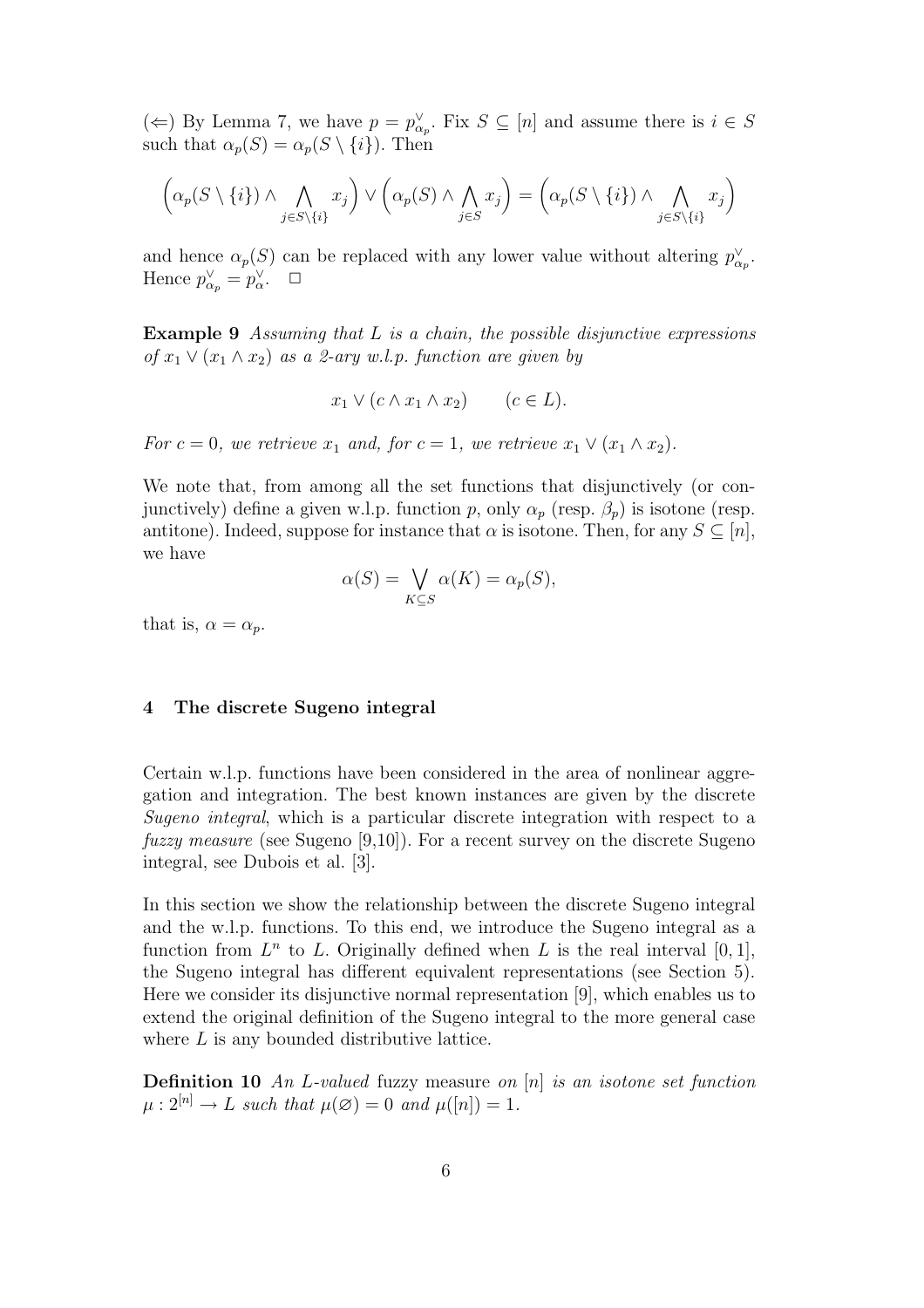(⇐) By Lemma 7, we have $p = p^{\vee}_{\alpha_p}$. Fix $S \subseteq [n]$ and assume there is $i \in S$ such that $\alpha_p(S) = \alpha_p(S \setminus \{i\})$. Then

$$\Big(\alpha_p(S \setminus \{i\}) \wedge \bigwedge_{j \in S \setminus \{i\}} x_j\Big) \vee \Big(\alpha_p(S) \wedge \bigwedge_{j \in S} x_j\Big) = \Big(\alpha_p(S \setminus \{i\}) \wedge \bigwedge_{j \in S \setminus \{i\}} x_j\Big)$$

and hence $\alpha_p(S)$ can be replaced with any lower value without altering $p^{\vee}_{\alpha_p}$. Hence $p^{\vee}_{\alpha_p} = p^{\vee}_{\alpha}$. □

**Example 9** *Assuming that $L$ is a chain, the possible disjunctive expressions of $x_1 \vee (x_1 \wedge x_2)$ as a 2-ary w.l.p. function are given by*

$$x_1 \vee (c \wedge x_1 \wedge x_2) \qquad (c \in L).$$

*For $c = 0$, we retrieve $x_1$ and, for $c = 1$, we retrieve $x_1 \vee (x_1 \wedge x_2)$.*

We note that, from among all the set functions that disjunctively (or conjunctively) define a given w.l.p. function $p$, only $\alpha_p$ (resp. $\beta_p$) is isotone (resp. antitone). Indeed, suppose for instance that $\alpha$ is isotone. Then, for any $S \subseteq [n]$, we have

$$\alpha(S) = \bigvee_{K \subseteq S} \alpha(K) = \alpha_p(S),$$

that is, $\alpha = \alpha_p$.

## 4 The discrete Sugeno integral

Certain w.l.p. functions have been considered in the area of nonlinear aggregation and integration. The best known instances are given by the discrete *Sugeno integral*, which is a particular discrete integration with respect to a *fuzzy measure* (see Sugeno [9,10]). For a recent survey on the discrete Sugeno integral, see Dubois et al. [3].

In this section we show the relationship between the discrete Sugeno integral and the w.l.p. functions. To this end, we introduce the Sugeno integral as a function from $L^n$ to $L$. Originally defined when $L$ is the real interval $[0, 1]$, the Sugeno integral has different equivalent representations (see Section 5). Here we consider its disjunctive normal representation [9], which enables us to extend the original definition of the Sugeno integral to the more general case where $L$ is any bounded distributive lattice.

**Definition 10** *An $L$-valued* fuzzy measure *on $[n]$ is an isotone set function $\mu : 2^{[n]} \to L$ such that $\mu(\varnothing) = 0$ and $\mu([n]) = 1$.*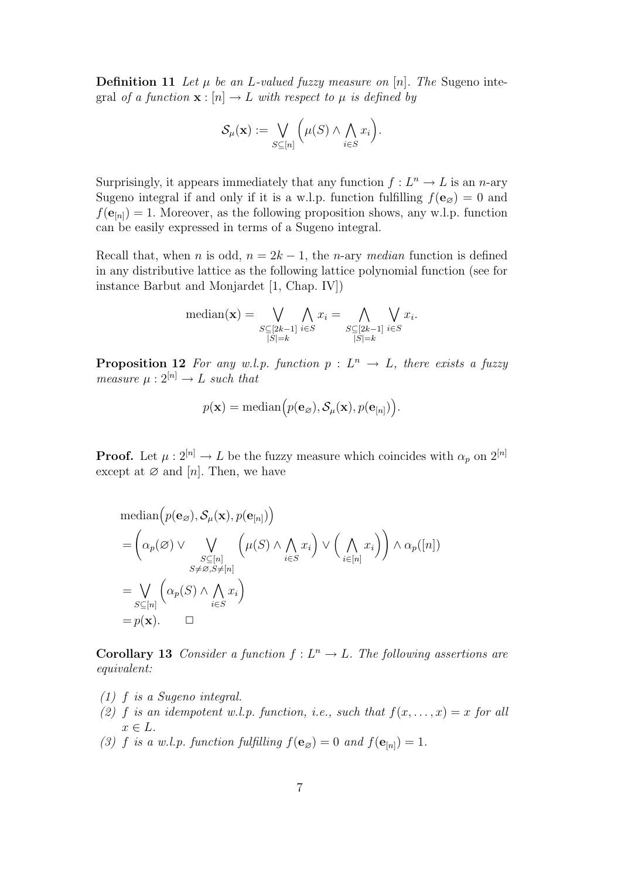**Definition 11** *Let $\mu$ be an $L$-valued fuzzy measure on $[n]$. The* Sugeno integral *of a function $\mathbf{x} : [n] \to L$ with respect to $\mu$ is defined by*

$$\mathcal{S}_\mu(\mathbf{x}) := \bigvee_{S \subseteq [n]} \Big( \mu(S) \wedge \bigwedge_{i \in S} x_i \Big).$$

Surprisingly, it appears immediately that any function $f : L^n \to L$ is an $n$-ary Sugeno integral if and only if it is a w.l.p. function fulfilling $f(\mathbf{e}_\varnothing) = 0$ and $f(\mathbf{e}_{[n]}) = 1$. Moreover, as the following proposition shows, any w.l.p. function can be easily expressed in terms of a Sugeno integral.

Recall that, when $n$ is odd, $n = 2k - 1$, the $n$-ary *median* function is defined in any distributive lattice as the following lattice polynomial function (see for instance Barbut and Monjardet [1, Chap. IV])

$$\text{median}(\mathbf{x}) = \bigvee_{\substack{S \subseteq [2k-1] \\ |S| = k}} \bigwedge_{i \in S} x_i = \bigwedge_{\substack{S \subseteq [2k-1] \\ |S| = k}} \bigvee_{i \in S} x_i.$$

**Proposition 12** *For any w.l.p. function $p : L^n \to L$, there exists a fuzzy measure $\mu : 2^{[n]} \to L$ such that*

$$p(\mathbf{x}) = \text{median}\Big(p(\mathbf{e}_\varnothing), \mathcal{S}_\mu(\mathbf{x}), p(\mathbf{e}_{[n]})\Big).$$

**Proof.** Let $\mu : 2^{[n]} \to L$ be the fuzzy measure which coincides with $\alpha_p$ on $2^{[n]}$ except at $\varnothing$ and $[n]$. Then, we have

$$\begin{aligned}
&\text{median}\Big(p(\mathbf{e}_\varnothing), \mathcal{S}_\mu(\mathbf{x}), p(\mathbf{e}_{[n]})\Big) \\
&= \Bigg( \alpha_p(\varnothing) \vee \bigvee_{\substack{S \subseteq [n] \\ S \neq \varnothing, S \neq [n]}} \Big( \mu(S) \wedge \bigwedge_{i \in S} x_i \Big) \vee \Big( \bigwedge_{i \in [n]} x_i \Big) \Bigg) \wedge \alpha_p([n]) \\
&= \bigvee_{S \subseteq [n]} \Big( \alpha_p(S) \wedge \bigwedge_{i \in S} x_i \Big) \\
&= p(\mathbf{x}). \qquad \square
\end{aligned}$$

**Corollary 13** *Consider a function $f : L^n \to L$. The following assertions are equivalent:*

*(1) $f$ is a Sugeno integral.*
*(2) $f$ is an idempotent w.l.p. function, i.e., such that $f(x, \ldots, x) = x$ for all $x \in L$.*
*(3) $f$ is a w.l.p. function fulfilling $f(\mathbf{e}_\varnothing) = 0$ and $f(\mathbf{e}_{[n]}) = 1$.*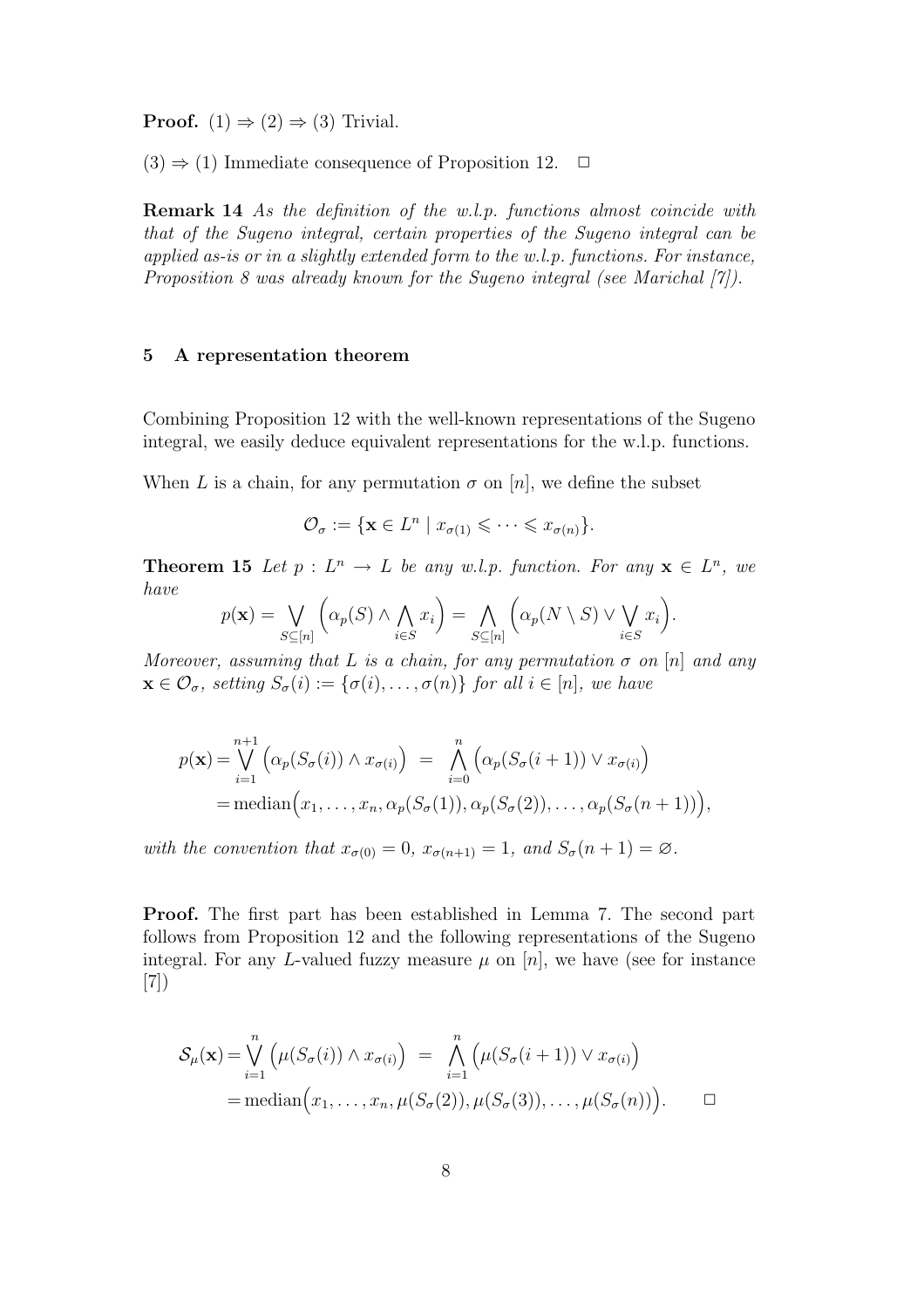**Proof.** (1) $\Rightarrow$ (2) $\Rightarrow$ (3) Trivial.

(3) $\Rightarrow$ (1) Immediate consequence of Proposition 12. $\square$

**Remark 14** *As the definition of the w.l.p. functions almost coincide with that of the Sugeno integral, certain properties of the Sugeno integral can be applied as-is or in a slightly extended form to the w.l.p. functions. For instance, Proposition 8 was already known for the Sugeno integral (see Marichal [7]).*

## 5 A representation theorem

Combining Proposition 12 with the well-known representations of the Sugeno integral, we easily deduce equivalent representations for the w.l.p. functions.

When $L$ is a chain, for any permutation $\sigma$ on $[n]$, we define the subset

$$\mathcal{O}_\sigma := \{\mathbf{x} \in L^n \mid x_{\sigma(1)} \leqslant \cdots \leqslant x_{\sigma(n)}\}.$$

**Theorem 15** *Let $p : L^n \to L$ be any w.l.p. function. For any $\mathbf{x} \in L^n$, we have*

$$p(\mathbf{x}) = \bigvee_{S \subseteq [n]} \Big(\alpha_p(S) \wedge \bigwedge_{i \in S} x_i\Big) = \bigwedge_{S \subseteq [n]} \Big(\alpha_p(N \setminus S) \vee \bigvee_{i \in S} x_i\Big).$$

*Moreover, assuming that $L$ is a chain, for any permutation $\sigma$ on $[n]$ and any $\mathbf{x} \in \mathcal{O}_\sigma$, setting $S_\sigma(i) := \{\sigma(i), \ldots, \sigma(n)\}$ for all $i \in [n]$, we have*

$$\begin{aligned}
p(\mathbf{x}) &= \bigvee_{i=1}^{n+1} \Big(\alpha_p(S_\sigma(i)) \wedge x_{\sigma(i)}\Big) \;=\; \bigwedge_{i=0}^{n} \Big(\alpha_p(S_\sigma(i+1)) \vee x_{\sigma(i)}\Big) \\
&= \mathrm{median}\Big(x_1, \ldots, x_n, \alpha_p(S_\sigma(1)), \alpha_p(S_\sigma(2)), \ldots, \alpha_p(S_\sigma(n+1))\Big),
\end{aligned}$$

*with the convention that $x_{\sigma(0)} = 0$, $x_{\sigma(n+1)} = 1$, and $S_\sigma(n+1) = \varnothing$.*

**Proof.** The first part has been established in Lemma 7. The second part follows from Proposition 12 and the following representations of the Sugeno integral. For any $L$-valued fuzzy measure $\mu$ on $[n]$, we have (see for instance [7])

$$\begin{aligned}
\mathcal{S}_\mu(\mathbf{x}) &= \bigvee_{i=1}^{n} \Big(\mu(S_\sigma(i)) \wedge x_{\sigma(i)}\Big) \;=\; \bigwedge_{i=1}^{n} \Big(\mu(S_\sigma(i+1)) \vee x_{\sigma(i)}\Big) \\
&= \mathrm{median}\Big(x_1, \ldots, x_n, \mu(S_\sigma(2)), \mu(S_\sigma(3)), \ldots, \mu(S_\sigma(n))\Big). \qquad \square
\end{aligned}$$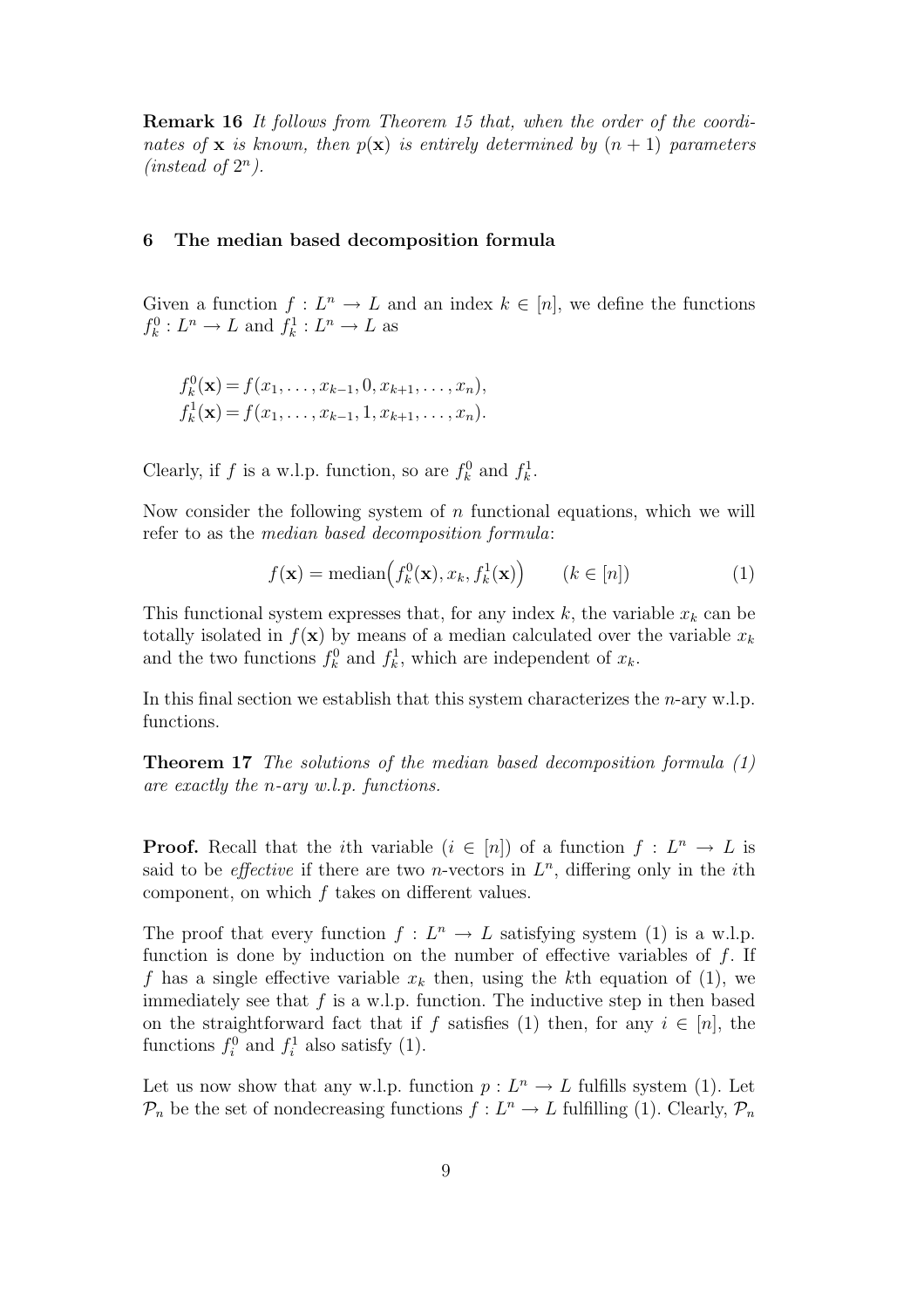**Remark 16** *It follows from Theorem 15 that, when the order of the coordinates of* $\mathbf{x}$ *is known, then* $p(\mathbf{x})$ *is entirely determined by* $(n+1)$ *parameters (instead of* $2^n$*).*

## 6 The median based decomposition formula

Given a function $f : L^n \to L$ and an index $k \in [n]$, we define the functions $f_k^0 : L^n \to L$ and $f_k^1 : L^n \to L$ as

$$f_k^0(\mathbf{x}) = f(x_1, \ldots, x_{k-1}, 0, x_{k+1}, \ldots, x_n),$$
$$f_k^1(\mathbf{x}) = f(x_1, \ldots, x_{k-1}, 1, x_{k+1}, \ldots, x_n).$$

Clearly, if $f$ is a w.l.p. function, so are $f_k^0$ and $f_k^1$.

Now consider the following system of $n$ functional equations, which we will refer to as the *median based decomposition formula*:

$$f(\mathbf{x}) = \text{median}\Big(f_k^0(\mathbf{x}), x_k, f_k^1(\mathbf{x})\Big) \qquad (k \in [n]) \tag{1}$$

This functional system expresses that, for any index $k$, the variable $x_k$ can be totally isolated in $f(\mathbf{x})$ by means of a median calculated over the variable $x_k$ and the two functions $f_k^0$ and $f_k^1$, which are independent of $x_k$.

In this final section we establish that this system characterizes the $n$-ary w.l.p. functions.

**Theorem 17** *The solutions of the median based decomposition formula (1) are exactly the* $n$*-ary w.l.p. functions.*

**Proof.** Recall that the $i$th variable ($i \in [n]$) of a function $f : L^n \to L$ is said to be *effective* if there are two $n$-vectors in $L^n$, differing only in the $i$th component, on which $f$ takes on different values.

The proof that every function $f : L^n \to L$ satisfying system (1) is a w.l.p. function is done by induction on the number of effective variables of $f$. If $f$ has a single effective variable $x_k$ then, using the $k$th equation of (1), we immediately see that $f$ is a w.l.p. function. The inductive step in then based on the straightforward fact that if $f$ satisfies (1) then, for any $i \in [n]$, the functions $f_i^0$ and $f_i^1$ also satisfy (1).

Let us now show that any w.l.p. function $p : L^n \to L$ fulfills system (1). Let $\mathcal{P}_n$ be the set of nondecreasing functions $f : L^n \to L$ fulfilling (1). Clearly, $\mathcal{P}_n$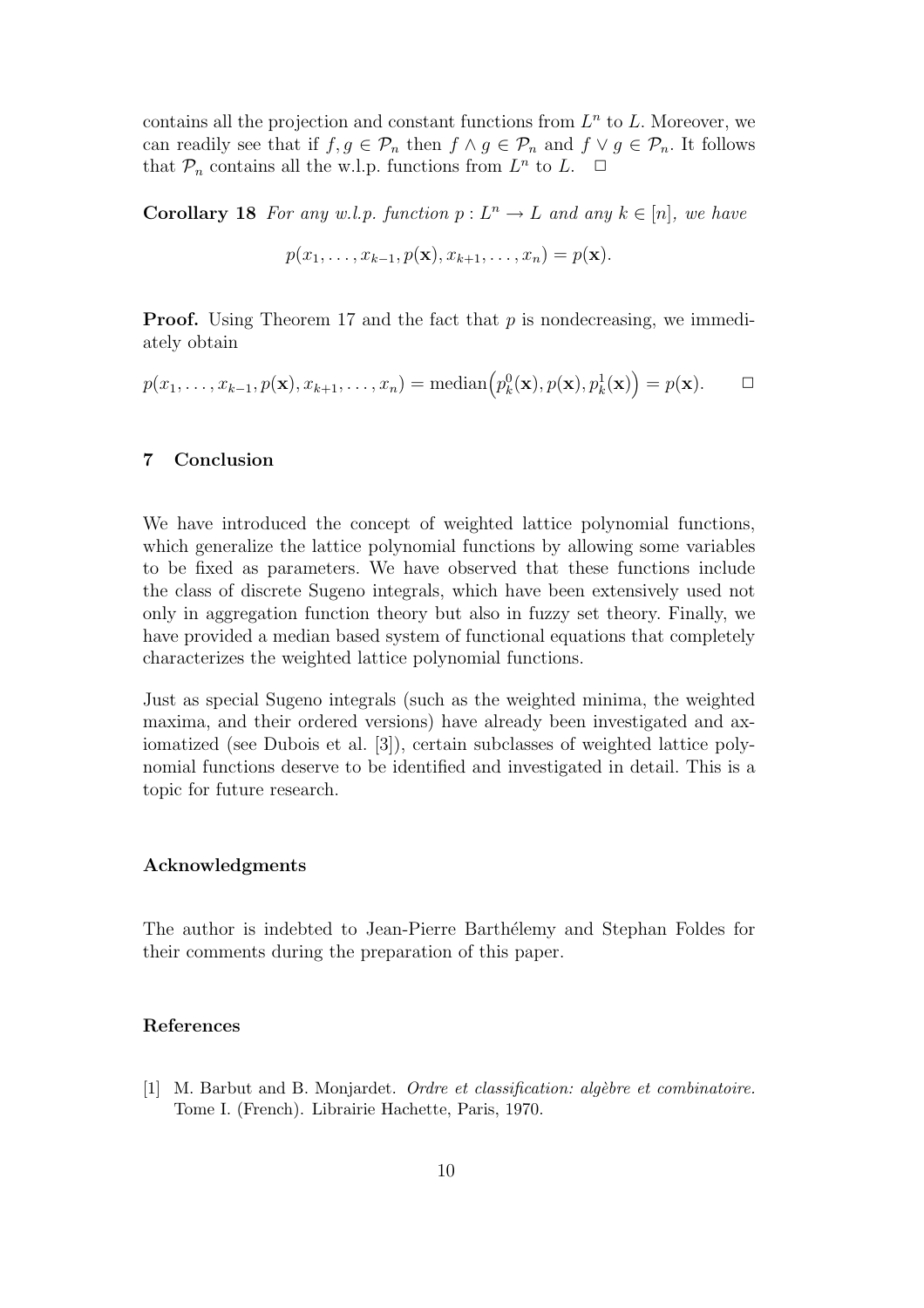contains all the projection and constant functions from $L^n$ to $L$. Moreover, we can readily see that if $f, g \in \mathcal{P}_n$ then $f \wedge g \in \mathcal{P}_n$ and $f \vee g \in \mathcal{P}_n$. It follows that $\mathcal{P}_n$ contains all the w.l.p. functions from $L^n$ to $L$. $\square$

**Corollary 18** *For any w.l.p. function $p : L^n \to L$ and any $k \in [n]$, we have*

$$p(x_1, \ldots, x_{k-1}, p(\mathbf{x}), x_{k+1}, \ldots, x_n) = p(\mathbf{x}).$$

**Proof.** Using Theorem 17 and the fact that $p$ is nondecreasing, we immediately obtain

$$p(x_1, \ldots, x_{k-1}, p(\mathbf{x}), x_{k+1}, \ldots, x_n) = \operatorname{median}\big(p_k^0(\mathbf{x}), p(\mathbf{x}), p_k^1(\mathbf{x})\big) = p(\mathbf{x}). \qquad \square$$

## 7 Conclusion

We have introduced the concept of weighted lattice polynomial functions, which generalize the lattice polynomial functions by allowing some variables to be fixed as parameters. We have observed that these functions include the class of discrete Sugeno integrals, which have been extensively used not only in aggregation function theory but also in fuzzy set theory. Finally, we have provided a median based system of functional equations that completely characterizes the weighted lattice polynomial functions.

Just as special Sugeno integrals (such as the weighted minima, the weighted maxima, and their ordered versions) have already been investigated and axiomatized (see Dubois et al. [3]), certain subclasses of weighted lattice polynomial functions deserve to be identified and investigated in detail. This is a topic for future research.

### Acknowledgments

The author is indebted to Jean-Pierre Barthélemy and Stephan Foldes for their comments during the preparation of this paper.

### References

[1] M. Barbut and B. Monjardet. *Ordre et classification: algèbre et combinatoire.* Tome I. (French). Librairie Hachette, Paris, 1970.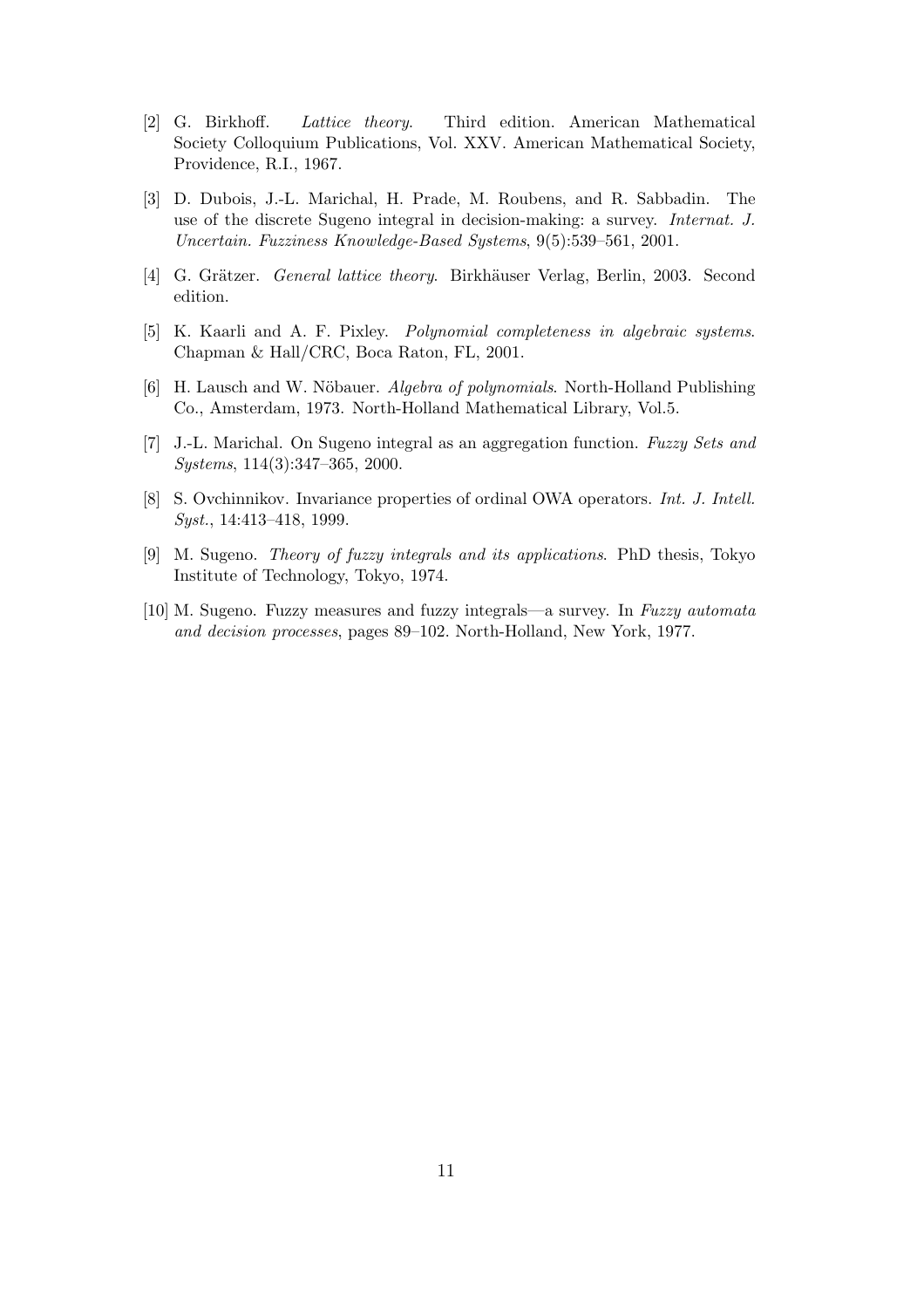[2] G. Birkhoff. *Lattice theory*. Third edition. American Mathematical Society Colloquium Publications, Vol. XXV. American Mathematical Society, Providence, R.I., 1967.

[3] D. Dubois, J.-L. Marichal, H. Prade, M. Roubens, and R. Sabbadin. The use of the discrete Sugeno integral in decision-making: a survey. *Internat. J. Uncertain. Fuzziness Knowledge-Based Systems*, 9(5):539–561, 2001.

[4] G. Grätzer. *General lattice theory*. Birkhäuser Verlag, Berlin, 2003. Second edition.

[5] K. Kaarli and A. F. Pixley. *Polynomial completeness in algebraic systems*. Chapman & Hall/CRC, Boca Raton, FL, 2001.

[6] H. Lausch and W. Nöbauer. *Algebra of polynomials*. North-Holland Publishing Co., Amsterdam, 1973. North-Holland Mathematical Library, Vol.5.

[7] J.-L. Marichal. On Sugeno integral as an aggregation function. *Fuzzy Sets and Systems*, 114(3):347–365, 2000.

[8] S. Ovchinnikov. Invariance properties of ordinal OWA operators. *Int. J. Intell. Syst.*, 14:413–418, 1999.

[9] M. Sugeno. *Theory of fuzzy integrals and its applications*. PhD thesis, Tokyo Institute of Technology, Tokyo, 1974.

[10] M. Sugeno. Fuzzy measures and fuzzy integrals—a survey. In *Fuzzy automata and decision processes*, pages 89–102. North-Holland, New York, 1977.